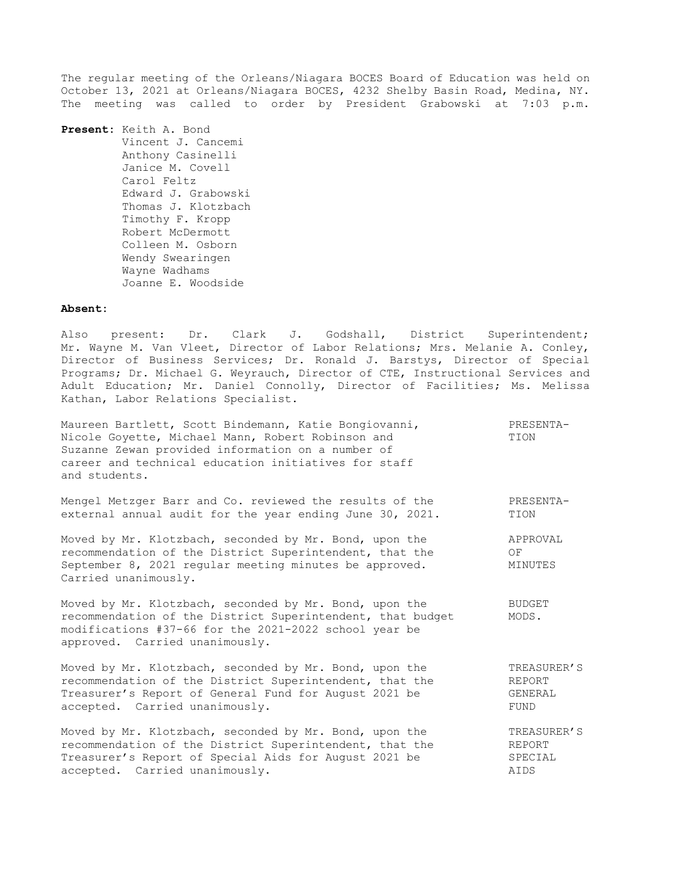The regular meeting of the Orleans/Niagara BOCES Board of Education was held on October 13, 2021 at Orleans/Niagara BOCES, 4232 Shelby Basin Road, Medina, NY. The meeting was called to order by President Grabowski at 7:03 p.m.

**Present:** Keith A. Bond
Vincent J. Cancemi
Anthony Casinelli
Janice M. Covell
Carol Feltz
Edward J. Grabowski
Thomas J. Klotzbach
Timothy F. Kropp
Robert McDermott
Colleen M. Osborn
Wendy Swearingen
Wayne Wadhams
Joanne E. Woodside

**Absent:**

Also present: Dr. Clark J. Godshall, District Superintendent; Mr. Wayne M. Van Vleet, Director of Labor Relations; Mrs. Melanie A. Conley, Director of Business Services; Dr. Ronald J. Barstys, Director of Special Programs; Dr. Michael G. Weyrauch, Director of CTE, Instructional Services and Adult Education; Mr. Daniel Connolly, Director of Facilities; Ms. Melissa Kathan, Labor Relations Specialist.

PRESENTATION

Maureen Bartlett, Scott Bindemann, Katie Bongiovanni, Nicole Goyette, Michael Mann, Robert Robinson and Suzanne Zewan provided information on a number of career and technical education initiatives for staff and students.

PRESENTATION

Mengel Metzger Barr and Co. reviewed the results of the external annual audit for the year ending June 30, 2021.

APPROVAL OF MINUTES

Moved by Mr. Klotzbach, seconded by Mr. Bond, upon the recommendation of the District Superintendent, that the September 8, 2021 regular meeting minutes be approved. Carried unanimously.

BUDGET MODS.

Moved by Mr. Klotzbach, seconded by Mr. Bond, upon the recommendation of the District Superintendent, that budget modifications #37-66 for the 2021-2022 school year be approved. Carried unanimously.

TREASURER'S REPORT GENERAL FUND

Moved by Mr. Klotzbach, seconded by Mr. Bond, upon the recommendation of the District Superintendent, that the Treasurer's Report of General Fund for August 2021 be accepted. Carried unanimously.

TREASURER'S REPORT SPECIAL AIDS

Moved by Mr. Klotzbach, seconded by Mr. Bond, upon the recommendation of the District Superintendent, that the Treasurer's Report of Special Aids for August 2021 be accepted. Carried unanimously.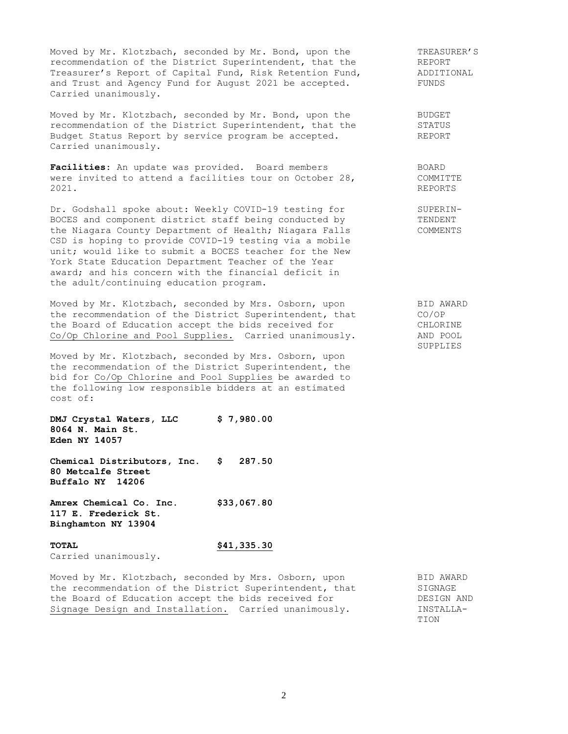Moved by Mr. Klotzbach, seconded by Mr. Bond, upon the recommendation of the District Superintendent, that the Treasurer's Report of Capital Fund, Risk Retention Fund, and Trust and Agency Fund for August 2021 be accepted. Carried unanimously.

TREASURER'S REPORT ADDITIONAL FUNDS

Moved by Mr. Klotzbach, seconded by Mr. Bond, upon the recommendation of the District Superintendent, that the Budget Status Report by service program be accepted. Carried unanimously.

BUDGET STATUS REPORT

**Facilities:** An update was provided. Board members were invited to attend a facilities tour on October 28, 2021.

BOARD COMMITTE REPORTS

Dr. Godshall spoke about: Weekly COVID-19 testing for BOCES and component district staff being conducted by the Niagara County Department of Health; Niagara Falls CSD is hoping to provide COVID-19 testing via a mobile unit; would like to submit a BOCES teacher for the New York State Education Department Teacher of the Year award; and his concern with the financial deficit in the adult/continuing education program.

SUPERINTENDENT COMMENTS

Moved by Mr. Klotzbach, seconded by Mrs. Osborn, upon the recommendation of the District Superintendent, that the Board of Education accept the bids received for Co/Op Chlorine and Pool Supplies. Carried unanimously.

BID AWARD CO/OP CHLORINE AND POOL SUPPLIES

Moved by Mr. Klotzbach, seconded by Mrs. Osborn, upon the recommendation of the District Superintendent, the bid for Co/Op Chlorine and Pool Supplies be awarded to the following low responsible bidders at an estimated cost of:

| | |
|---|---|
| **DMJ Crystal Waters, LLC**<br>**8064 N. Main St.**<br>**Eden NY 14057** | **$ 7,980.00** |
| **Chemical Distributors, Inc.**<br>**80 Metcalfe Street**<br>**Buffalo NY 14206** | **$ 287.50** |
| **Amrex Chemical Co. Inc.**<br>**117 E. Frederick St.**<br>**Binghamton NY 13904** | **$33,067.80** |
| **TOTAL** | **$41,335.30** |

Carried unanimously.

Moved by Mr. Klotzbach, seconded by Mrs. Osborn, upon the recommendation of the District Superintendent, that the Board of Education accept the bids received for Signage Design and Installation. Carried unanimously.

BID AWARD SIGNAGE DESIGN AND INSTALLATION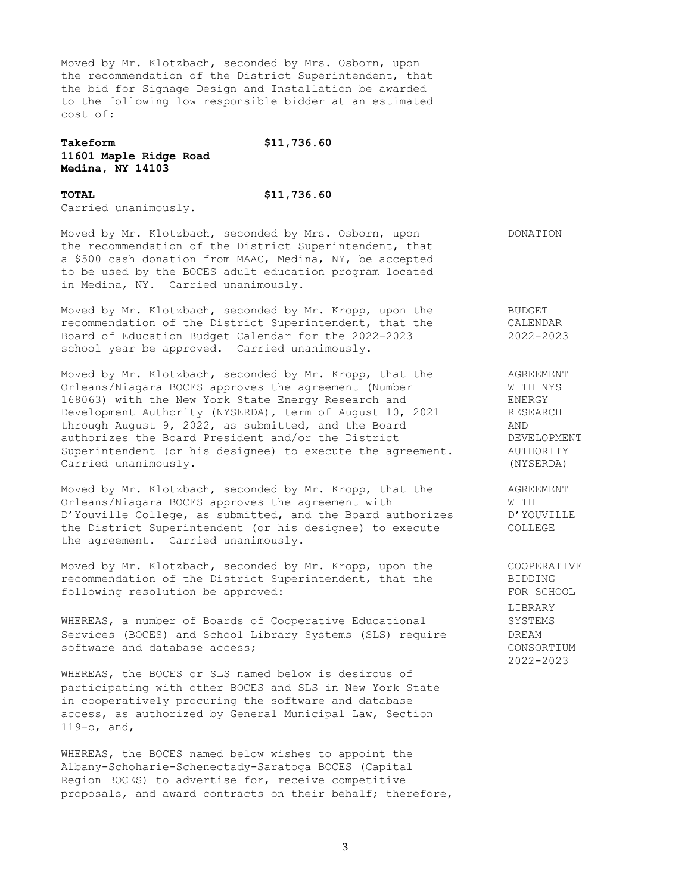Moved by Mr. Klotzbach, seconded by Mrs. Osborn, upon the recommendation of the District Superintendent, that the bid for Signage Design and Installation be awarded to the following low responsible bidder at an estimated cost of:

| | |
|---|---|
| **Takeform**<br>**11601 Maple Ridge Road**<br>**Medina, NY 14103** | **$11,736.60** |
| **TOTAL** | **$11,736.60** |

Carried unanimously.

DONATION

Moved by Mr. Klotzbach, seconded by Mrs. Osborn, upon the recommendation of the District Superintendent, that a $500 cash donation from MAAC, Medina, NY, be accepted to be used by the BOCES adult education program located in Medina, NY. Carried unanimously.

BUDGET CALENDAR 2022-2023

Moved by Mr. Klotzbach, seconded by Mr. Kropp, upon the recommendation of the District Superintendent, that the Board of Education Budget Calendar for the 2022-2023 school year be approved. Carried unanimously.

AGREEMENT WITH NYS ENERGY RESEARCH AND DEVELOPMENT AUTHORITY (NYSERDA)

Moved by Mr. Klotzbach, seconded by Mr. Kropp, that the Orleans/Niagara BOCES approves the agreement (Number 168063) with the New York State Energy Research and Development Authority (NYSERDA), term of August 10, 2021 through August 9, 2022, as submitted, and the Board authorizes the Board President and/or the District Superintendent (or his designee) to execute the agreement. Carried unanimously.

AGREEMENT WITH D'YOUVILLE COLLEGE

Moved by Mr. Klotzbach, seconded by Mr. Kropp, that the Orleans/Niagara BOCES approves the agreement with D'Youville College, as submitted, and the Board authorizes the District Superintendent (or his designee) to execute the agreement. Carried unanimously.

COOPERATIVE BIDDING FOR SCHOOL LIBRARY SYSTEMS DREAM CONSORTIUM 2022-2023

Moved by Mr. Klotzbach, seconded by Mr. Kropp, upon the recommendation of the District Superintendent, that the following resolution be approved:

WHEREAS, a number of Boards of Cooperative Educational Services (BOCES) and School Library Systems (SLS) require software and database access;

WHEREAS, the BOCES or SLS named below is desirous of participating with other BOCES and SLS in New York State in cooperatively procuring the software and database access, as authorized by General Municipal Law, Section 119-o, and,

WHEREAS, the BOCES named below wishes to appoint the Albany-Schoharie-Schenectady-Saratoga BOCES (Capital Region BOCES) to advertise for, receive competitive proposals, and award contracts on their behalf; therefore,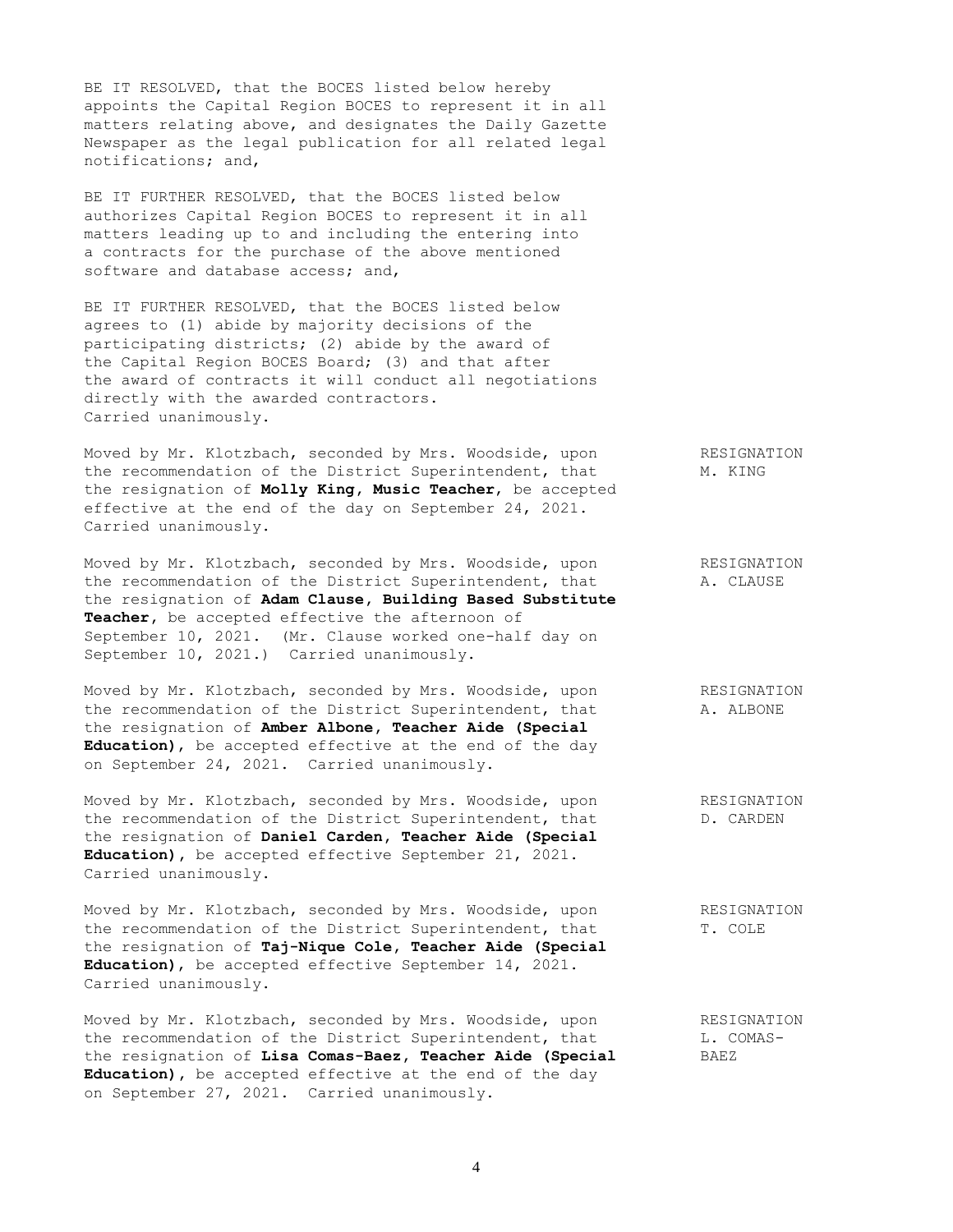BE IT RESOLVED, that the BOCES listed below hereby appoints the Capital Region BOCES to represent it in all matters relating above, and designates the Daily Gazette Newspaper as the legal publication for all related legal notifications; and,

BE IT FURTHER RESOLVED, that the BOCES listed below authorizes Capital Region BOCES to represent it in all matters leading up to and including the entering into a contracts for the purchase of the above mentioned software and database access; and,

BE IT FURTHER RESOLVED, that the BOCES listed below agrees to (1) abide by majority decisions of the participating districts; (2) abide by the award of the Capital Region BOCES Board; (3) and that after the award of contracts it will conduct all negotiations directly with the awarded contractors. Carried unanimously.

RESIGNATION M. KING

Moved by Mr. Klotzbach, seconded by Mrs. Woodside, upon the recommendation of the District Superintendent, that the resignation of **Molly King, Music Teacher**, be accepted effective at the end of the day on September 24, 2021. Carried unanimously.

RESIGNATION A. CLAUSE

Moved by Mr. Klotzbach, seconded by Mrs. Woodside, upon the recommendation of the District Superintendent, that the resignation of **Adam Clause, Building Based Substitute Teacher**, be accepted effective the afternoon of September 10, 2021. (Mr. Clause worked one-half day on September 10, 2021.) Carried unanimously.

RESIGNATION A. ALBONE

Moved by Mr. Klotzbach, seconded by Mrs. Woodside, upon the recommendation of the District Superintendent, that the resignation of **Amber Albone, Teacher Aide (Special Education)**, be accepted effective at the end of the day on September 24, 2021. Carried unanimously.

RESIGNATION D. CARDEN

Moved by Mr. Klotzbach, seconded by Mrs. Woodside, upon the recommendation of the District Superintendent, that the resignation of **Daniel Carden, Teacher Aide (Special Education)**, be accepted effective September 21, 2021. Carried unanimously.

RESIGNATION T. COLE

Moved by Mr. Klotzbach, seconded by Mrs. Woodside, upon the recommendation of the District Superintendent, that the resignation of **Taj-Nique Cole, Teacher Aide (Special Education)**, be accepted effective September 14, 2021. Carried unanimously.

RESIGNATION L. COMAS-BAEZ

Moved by Mr. Klotzbach, seconded by Mrs. Woodside, upon the recommendation of the District Superintendent, that the resignation of **Lisa Comas-Baez, Teacher Aide (Special Education)**, be accepted effective at the end of the day on September 27, 2021. Carried unanimously.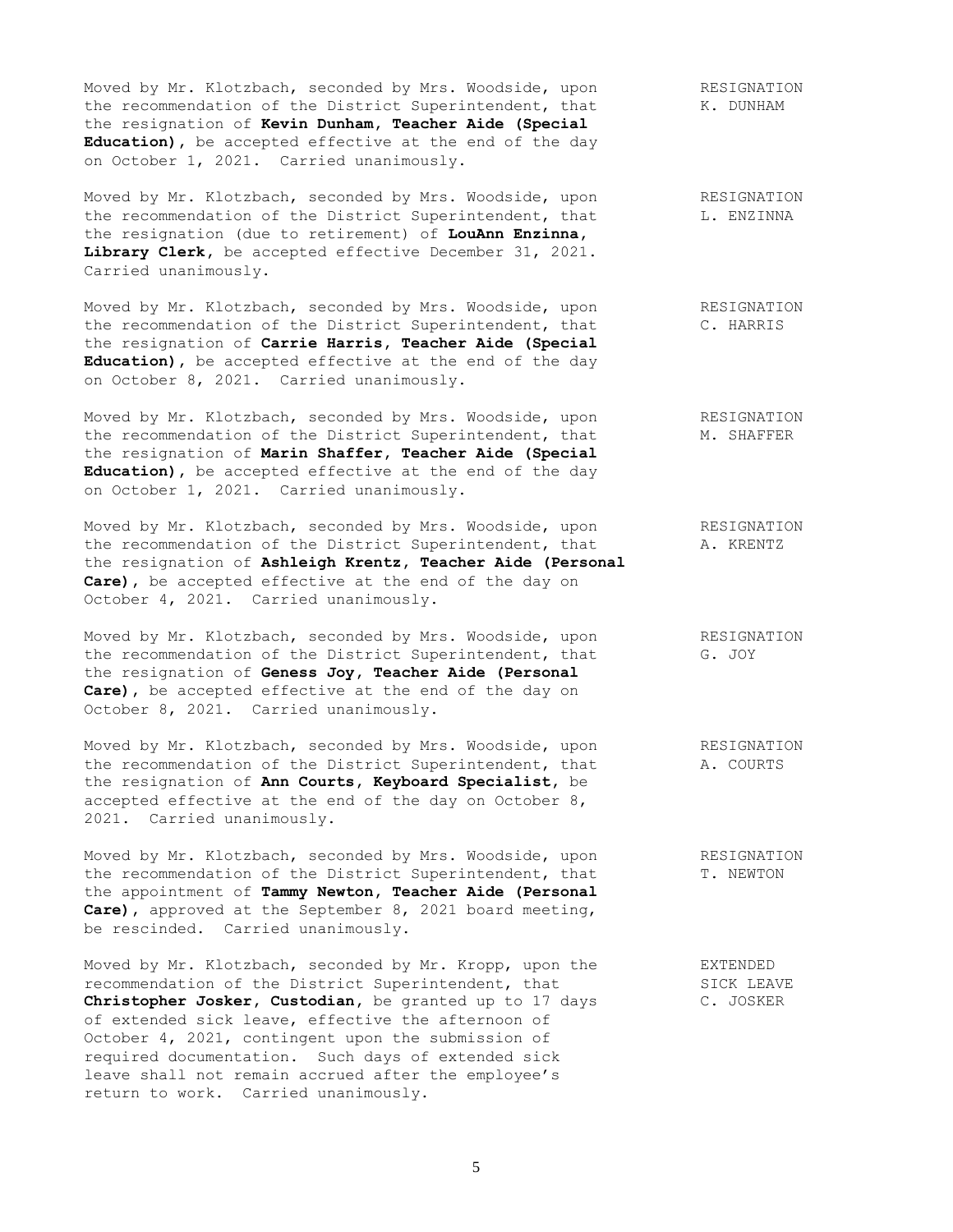Moved by Mr. Klotzbach, seconded by Mrs. Woodside, upon the recommendation of the District Superintendent, that the resignation of **Kevin Dunham, Teacher Aide (Special Education)**, be accepted effective at the end of the day on October 1, 2021. Carried unanimously.

RESIGNATION
K. DUNHAM

Moved by Mr. Klotzbach, seconded by Mrs. Woodside, upon the recommendation of the District Superintendent, that the resignation (due to retirement) of **LouAnn Enzinna, Library Clerk**, be accepted effective December 31, 2021. Carried unanimously.

RESIGNATION
L. ENZINNA

Moved by Mr. Klotzbach, seconded by Mrs. Woodside, upon the recommendation of the District Superintendent, that the resignation of **Carrie Harris, Teacher Aide (Special Education)**, be accepted effective at the end of the day on October 8, 2021. Carried unanimously.

RESIGNATION
C. HARRIS

Moved by Mr. Klotzbach, seconded by Mrs. Woodside, upon the recommendation of the District Superintendent, that the resignation of **Marin Shaffer, Teacher Aide (Special Education)**, be accepted effective at the end of the day on October 1, 2021. Carried unanimously.

RESIGNATION
M. SHAFFER

Moved by Mr. Klotzbach, seconded by Mrs. Woodside, upon the recommendation of the District Superintendent, that the resignation of **Ashleigh Krentz, Teacher Aide (Personal Care)**, be accepted effective at the end of the day on October 4, 2021. Carried unanimously.

RESIGNATION
A. KRENTZ

Moved by Mr. Klotzbach, seconded by Mrs. Woodside, upon the recommendation of the District Superintendent, that the resignation of **Geness Joy, Teacher Aide (Personal Care)**, be accepted effective at the end of the day on October 8, 2021. Carried unanimously.

RESIGNATION
G. JOY

Moved by Mr. Klotzbach, seconded by Mrs. Woodside, upon the recommendation of the District Superintendent, that the resignation of **Ann Courts, Keyboard Specialist**, be accepted effective at the end of the day on October 8, 2021. Carried unanimously.

RESIGNATION
A. COURTS

Moved by Mr. Klotzbach, seconded by Mrs. Woodside, upon the recommendation of the District Superintendent, that the appointment of **Tammy Newton, Teacher Aide (Personal Care)**, approved at the September 8, 2021 board meeting, be rescinded. Carried unanimously.

RESIGNATION
T. NEWTON

Moved by Mr. Klotzbach, seconded by Mr. Kropp, upon the recommendation of the District Superintendent, that **Christopher Josker, Custodian**, be granted up to 17 days of extended sick leave, effective the afternoon of October 4, 2021, contingent upon the submission of required documentation. Such days of extended sick leave shall not remain accrued after the employee's return to work. Carried unanimously.

EXTENDED
SICK LEAVE
C. JOSKER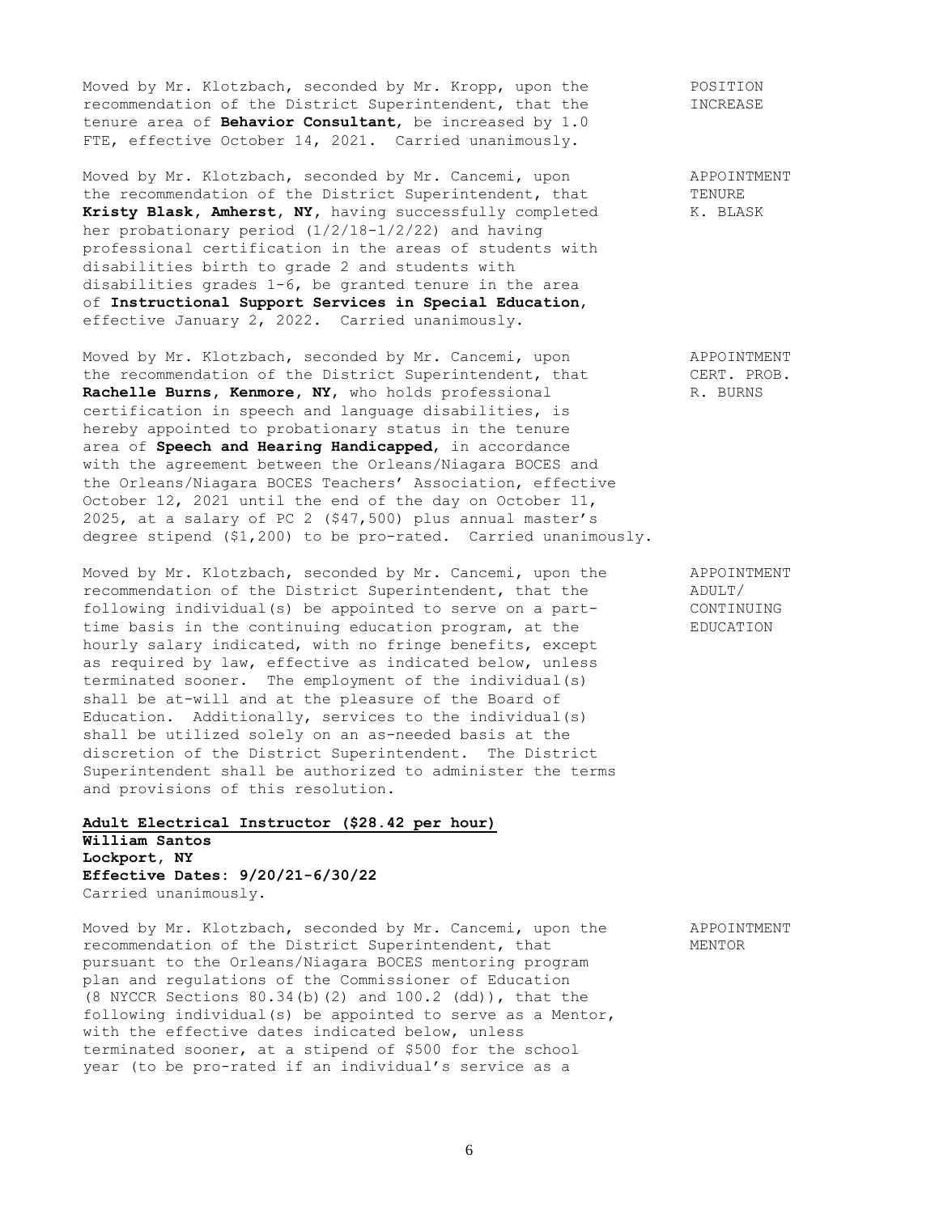Moved by Mr. Klotzbach, seconded by Mr. Kropp, upon the recommendation of the District Superintendent, that the tenure area of **Behavior Consultant**, be increased by 1.0 FTE, effective October 14, 2021. Carried unanimously.

POSITION INCREASE

Moved by Mr. Klotzbach, seconded by Mr. Cancemi, upon the recommendation of the District Superintendent, that **Kristy Blask, Amherst, NY,** having successfully completed her probationary period (1/2/18-1/2/22) and having professional certification in the areas of students with disabilities birth to grade 2 and students with disabilities grades 1-6, be granted tenure in the area of **Instructional Support Services in Special Education**, effective January 2, 2022. Carried unanimously.

APPOINTMENT TENURE K. BLASK

Moved by Mr. Klotzbach, seconded by Mr. Cancemi, upon the recommendation of the District Superintendent, that **Rachelle Burns, Kenmore, NY,** who holds professional certification in speech and language disabilities, is hereby appointed to probationary status in the tenure area of **Speech and Hearing Handicapped**, in accordance with the agreement between the Orleans/Niagara BOCES and the Orleans/Niagara BOCES Teachers' Association, effective October 12, 2021 until the end of the day on October 11, 2025, at a salary of PC 2 ($47,500) plus annual master's degree stipend ($1,200) to be pro-rated. Carried unanimously.

APPOINTMENT CERT. PROB. R. BURNS

Moved by Mr. Klotzbach, seconded by Mr. Cancemi, upon the recommendation of the District Superintendent, that the following individual(s) be appointed to serve on a part-time basis in the continuing education program, at the hourly salary indicated, with no fringe benefits, except as required by law, effective as indicated below, unless terminated sooner. The employment of the individual(s) shall be at-will and at the pleasure of the Board of Education. Additionally, services to the individual(s) shall be utilized solely on an as-needed basis at the discretion of the District Superintendent. The District Superintendent shall be authorized to administer the terms and provisions of this resolution.

APPOINTMENT ADULT/ CONTINUING EDUCATION

**Adult Electrical Instructor ($28.42 per hour)**
**William Santos**
**Lockport, NY**
**Effective Dates: 9/20/21-6/30/22**
Carried unanimously.

Moved by Mr. Klotzbach, seconded by Mr. Cancemi, upon the recommendation of the District Superintendent, that pursuant to the Orleans/Niagara BOCES mentoring program plan and regulations of the Commissioner of Education (8 NYCCR Sections 80.34(b)(2) and 100.2 (dd)), that the following individual(s) be appointed to serve as a Mentor, with the effective dates indicated below, unless terminated sooner, at a stipend of $500 for the school year (to be pro-rated if an individual's service as a

APPOINTMENT MENTOR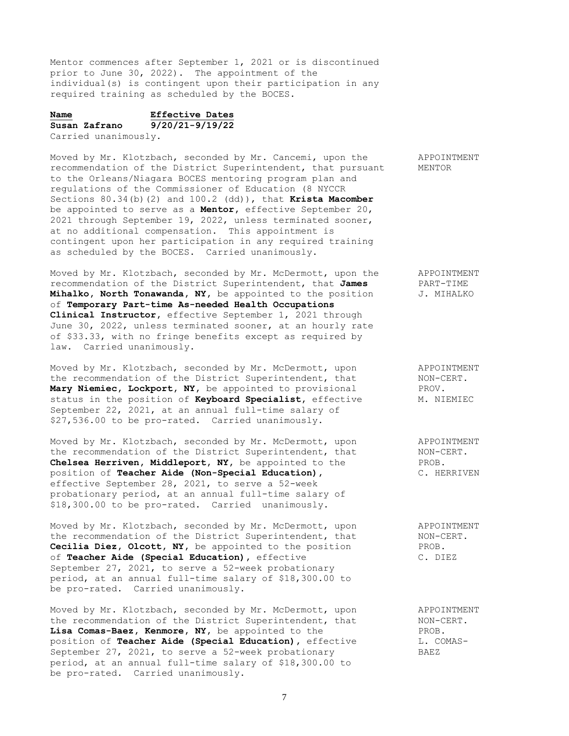Mentor commences after September 1, 2021 or is discontinued prior to June 30, 2022). The appointment of the individual(s) is contingent upon their participation in any required training as scheduled by the BOCES.

| **Name** | **Effective Dates** |
|---|---|
| **Susan Zafrano** | **9/20/21-9/19/22** |

Carried unanimously.

APPOINTMENT MENTOR

Moved by Mr. Klotzbach, seconded by Mr. Cancemi, upon the recommendation of the District Superintendent, that pursuant to the Orleans/Niagara BOCES mentoring program plan and regulations of the Commissioner of Education (8 NYCCR Sections 80.34(b)(2) and 100.2 (dd)), that **Krista Macomber** be appointed to serve as a **Mentor**, effective September 20, 2021 through September 19, 2022, unless terminated sooner, at no additional compensation. This appointment is contingent upon her participation in any required training as scheduled by the BOCES. Carried unanimously.

APPOINTMENT PART-TIME J. MIHALKO

Moved by Mr. Klotzbach, seconded by Mr. McDermott, upon the recommendation of the District Superintendent, that **James Mihalko, North Tonawanda, NY**, be appointed to the position of **Temporary Part-time As-needed Health Occupations Clinical Instructor**, effective September 1, 2021 through June 30, 2022, unless terminated sooner, at an hourly rate of $33.33, with no fringe benefits except as required by law. Carried unanimously.

APPOINTMENT NON-CERT. PROV. M. NIEMIEC

Moved by Mr. Klotzbach, seconded by Mr. McDermott, upon the recommendation of the District Superintendent, that **Mary Niemiec, Lockport, NY,** be appointed to provisional status in the position of **Keyboard Specialist**, effective September 22, 2021, at an annual full-time salary of $27,536.00 to be pro-rated. Carried unanimously.

APPOINTMENT NON-CERT. PROB. C. HERRIVEN

Moved by Mr. Klotzbach, seconded by Mr. McDermott, upon the recommendation of the District Superintendent, that **Chelsea Herriven, Middleport, NY,** be appointed to the position of **Teacher Aide (Non-Special Education),** effective September 28, 2021, to serve a 52-week probationary period, at an annual full-time salary of $18,300.00 to be pro-rated. Carried unanimously.

APPOINTMENT NON-CERT. PROB. C. DIEZ

Moved by Mr. Klotzbach, seconded by Mr. McDermott, upon the recommendation of the District Superintendent, that **Cecilia Diez, Olcott, NY,** be appointed to the position of **Teacher Aide (Special Education),** effective September 27, 2021, to serve a 52-week probationary period, at an annual full-time salary of $18,300.00 to be pro-rated. Carried unanimously.

APPOINTMENT NON-CERT. PROB. L. COMAS-BAEZ

Moved by Mr. Klotzbach, seconded by Mr. McDermott, upon the recommendation of the District Superintendent, that **Lisa Comas-Baez, Kenmore, NY,** be appointed to the position of **Teacher Aide (Special Education),** effective September 27, 2021, to serve a 52-week probationary period, at an annual full-time salary of $18,300.00 to be pro-rated. Carried unanimously.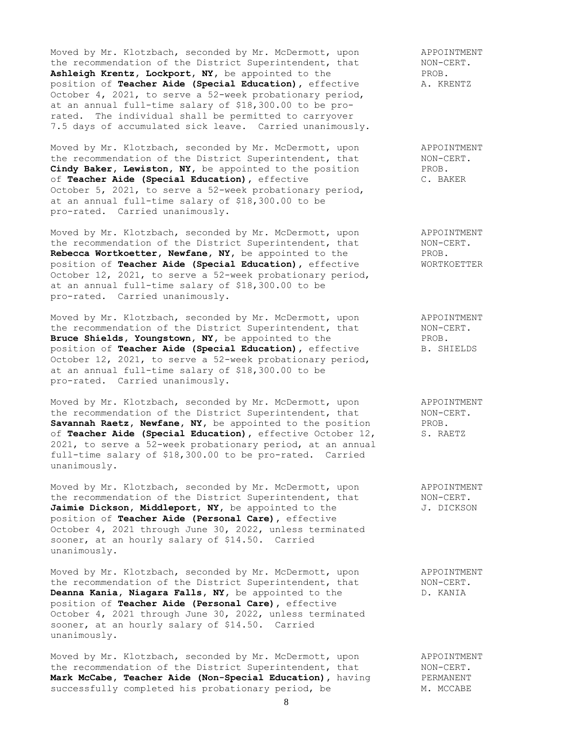Moved by Mr. Klotzbach, seconded by Mr. McDermott, upon the recommendation of the District Superintendent, that **Ashleigh Krentz, Lockport, NY,** be appointed to the position of **Teacher Aide (Special Education)**, effective October 4, 2021, to serve a 52-week probationary period, at an annual full-time salary of $18,300.00 to be pro-rated. The individual shall be permitted to carryover 7.5 days of accumulated sick leave. Carried unanimously.

APPOINTMENT NON-CERT. PROB. A. KRENTZ

Moved by Mr. Klotzbach, seconded by Mr. McDermott, upon the recommendation of the District Superintendent, that **Cindy Baker, Lewiston, NY,** be appointed to the position of **Teacher Aide (Special Education)**, effective October 5, 2021, to serve a 52-week probationary period, at an annual full-time salary of $18,300.00 to be pro-rated. Carried unanimously.

APPOINTMENT NON-CERT. PROB. C. BAKER

Moved by Mr. Klotzbach, seconded by Mr. McDermott, upon the recommendation of the District Superintendent, that **Rebecca Wortkoetter, Newfane, NY,** be appointed to the position of **Teacher Aide (Special Education)**, effective October 12, 2021, to serve a 52-week probationary period, at an annual full-time salary of $18,300.00 to be pro-rated. Carried unanimously.

APPOINTMENT NON-CERT. PROB. WORTKOETTER

Moved by Mr. Klotzbach, seconded by Mr. McDermott, upon the recommendation of the District Superintendent, that **Bruce Shields, Youngstown, NY,** be appointed to the position of **Teacher Aide (Special Education)**, effective October 12, 2021, to serve a 52-week probationary period, at an annual full-time salary of $18,300.00 to be pro-rated. Carried unanimously.

APPOINTMENT NON-CERT. PROB. B. SHIELDS

Moved by Mr. Klotzbach, seconded by Mr. McDermott, upon the recommendation of the District Superintendent, that **Savannah Raetz, Newfane, NY,** be appointed to the position of **Teacher Aide (Special Education)**, effective October 12, 2021, to serve a 52-week probationary period, at an annual full-time salary of $18,300.00 to be pro-rated. Carried unanimously.

APPOINTMENT NON-CERT. PROB. S. RAETZ

Moved by Mr. Klotzbach, seconded by Mr. McDermott, upon the recommendation of the District Superintendent, that **Jaimie Dickson, Middleport, NY,** be appointed to the position of **Teacher Aide (Personal Care)**, effective October 4, 2021 through June 30, 2022, unless terminated sooner, at an hourly salary of $14.50. Carried unanimously.

APPOINTMENT NON-CERT. J. DICKSON

Moved by Mr. Klotzbach, seconded by Mr. McDermott, upon the recommendation of the District Superintendent, that **Deanna Kania, Niagara Falls, NY,** be appointed to the position of **Teacher Aide (Personal Care)**, effective October 4, 2021 through June 30, 2022, unless terminated sooner, at an hourly salary of $14.50. Carried unanimously.

APPOINTMENT NON-CERT. D. KANIA

Moved by Mr. Klotzbach, seconded by Mr. McDermott, upon the recommendation of the District Superintendent, that **Mark McCabe, Teacher Aide (Non-Special Education),** having successfully completed his probationary period, be

APPOINTMENT NON-CERT. PERMANENT M. MCCABE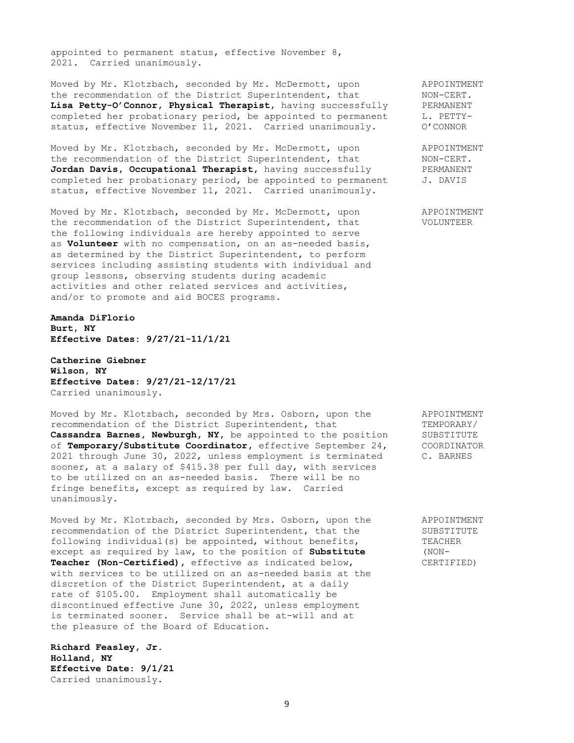appointed to permanent status, effective November 8, 2021. Carried unanimously.

APPOINTMENT NON-CERT. PERMANENT L. PETTY-O'CONNOR

Moved by Mr. Klotzbach, seconded by Mr. McDermott, upon the recommendation of the District Superintendent, that **Lisa Petty-O'Connor, Physical Therapist**, having successfully completed her probationary period, be appointed to permanent status, effective November 11, 2021. Carried unanimously.

APPOINTMENT NON-CERT. PERMANENT J. DAVIS

Moved by Mr. Klotzbach, seconded by Mr. McDermott, upon the recommendation of the District Superintendent, that **Jordan Davis, Occupational Therapist**, having successfully completed her probationary period, be appointed to permanent status, effective November 11, 2021. Carried unanimously.

APPOINTMENT VOLUNTEER

Moved by Mr. Klotzbach, seconded by Mr. McDermott, upon the recommendation of the District Superintendent, that the following individuals are hereby appointed to serve as **Volunteer** with no compensation, on an as-needed basis, as determined by the District Superintendent, to perform services including assisting students with individual and group lessons, observing students during academic activities and other related services and activities, and/or to promote and aid BOCES programs.

**Amanda DiFlorio**
**Burt, NY**
**Effective Dates: 9/27/21-11/1/21**

**Catherine Giebner**
**Wilson, NY**
**Effective Dates: 9/27/21-12/17/21**
Carried unanimously.

APPOINTMENT TEMPORARY/ SUBSTITUTE COORDINATOR C. BARNES

Moved by Mr. Klotzbach, seconded by Mrs. Osborn, upon the recommendation of the District Superintendent, that **Cassandra Barnes, Newburgh, NY**, be appointed to the position of **Temporary/Substitute Coordinator**, effective September 24, 2021 through June 30, 2022, unless employment is terminated sooner, at a salary of $415.38 per full day, with services to be utilized on an as-needed basis. There will be no fringe benefits, except as required by law. Carried unanimously.

APPOINTMENT SUBSTITUTE TEACHER (NON-CERTIFIED)

Moved by Mr. Klotzbach, seconded by Mrs. Osborn, upon the recommendation of the District Superintendent, that the following individual(s) be appointed, without benefits, except as required by law, to the position of **Substitute Teacher (Non-Certified)**, effective as indicated below, with services to be utilized on an as-needed basis at the discretion of the District Superintendent, at a daily rate of $105.00. Employment shall automatically be discontinued effective June 30, 2022, unless employment is terminated sooner. Service shall be at-will and at the pleasure of the Board of Education.

**Richard Feasley, Jr.**
**Holland, NY**
**Effective Date: 9/1/21**
Carried unanimously.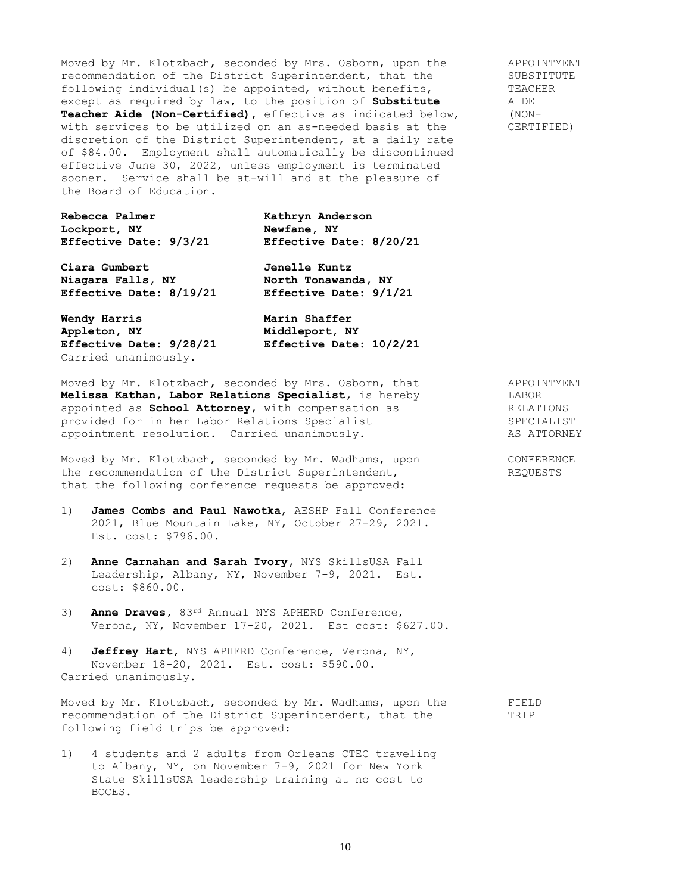Moved by Mr. Klotzbach, seconded by Mrs. Osborn, upon the recommendation of the District Superintendent, that the following individual(s) be appointed, without benefits, except as required by law, to the position of **Substitute Teacher Aide (Non-Certified)**, effective as indicated below, with services to be utilized on an as-needed basis at the discretion of the District Superintendent, at a daily rate of $84.00. Employment shall automatically be discontinued effective June 30, 2022, unless employment is terminated sooner. Service shall be at-will and at the pleasure of the Board of Education.

APPOINTMENT SUBSTITUTE TEACHER AIDE (NON-CERTIFIED)

**Rebecca Palmer**
**Lockport, NY**
**Effective Date: 9/3/21**

**Kathryn Anderson**
**Newfane, NY**
**Effective Date: 8/20/21**

**Ciara Gumbert**
**Niagara Falls, NY**
**Effective Date: 8/19/21**

**Jenelle Kuntz**
**North Tonawanda, NY**
**Effective Date: 9/1/21**

**Wendy Harris**
**Appleton, NY**
**Effective Date: 9/28/21**

**Marin Shaffer**
**Middleport, NY**
**Effective Date: 10/2/21**

Carried unanimously.

Moved by Mr. Klotzbach, seconded by Mrs. Osborn, that **Melissa Kathan, Labor Relations Specialist**, is hereby appointed as **School Attorney**, with compensation as provided for in her Labor Relations Specialist appointment resolution. Carried unanimously.

APPOINTMENT LABOR RELATIONS SPECIALIST AS ATTORNEY

Moved by Mr. Klotzbach, seconded by Mr. Wadhams, upon the recommendation of the District Superintendent, that the following conference requests be approved:

CONFERENCE REQUESTS

1) **James Combs and Paul Nawotka**, AESHP Fall Conference 2021, Blue Mountain Lake, NY, October 27-29, 2021. Est. cost: $796.00.

2) **Anne Carnahan and Sarah Ivory**, NYS SkillsUSA Fall Leadership, Albany, NY, November 7-9, 2021. Est. cost: $860.00.

3) **Anne Draves**, 83rd Annual NYS APHERD Conference, Verona, NY, November 17-20, 2021. Est cost: $627.00.

4) **Jeffrey Hart**, NYS APHERD Conference, Verona, NY, November 18-20, 2021. Est. cost: $590.00.

Carried unanimously.

Moved by Mr. Klotzbach, seconded by Mr. Wadhams, upon the recommendation of the District Superintendent, that the following field trips be approved:

FIELD TRIP

1) 4 students and 2 adults from Orleans CTEC traveling to Albany, NY, on November 7-9, 2021 for New York State SkillsUSA leadership training at no cost to BOCES.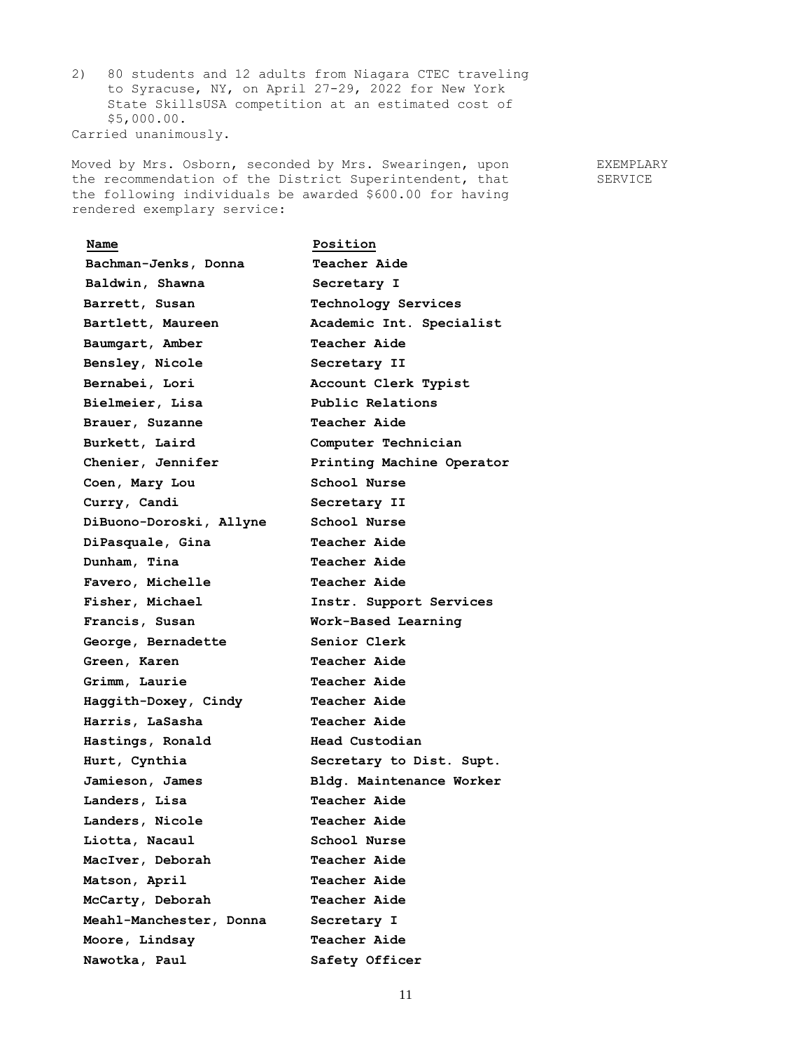2) 80 students and 12 adults from Niagara CTEC traveling to Syracuse, NY, on April 27-29, 2022 for New York State SkillsUSA competition at an estimated cost of $5,000.00.

Carried unanimously.

EXEMPLARY SERVICE

Moved by Mrs. Osborn, seconded by Mrs. Swearingen, upon the recommendation of the District Superintendent, that the following individuals be awarded $600.00 for having rendered exemplary service:

| Name | Position |
|---|---|
| **Bachman-Jenks, Donna** | **Teacher Aide** |
| **Baldwin, Shawna** | **Secretary I** |
| **Barrett, Susan** | **Technology Services** |
| **Bartlett, Maureen** | **Academic Int. Specialist** |
| **Baumgart, Amber** | **Teacher Aide** |
| **Bensley, Nicole** | **Secretary II** |
| **Bernabei, Lori** | **Account Clerk Typist** |
| **Bielmeier, Lisa** | **Public Relations** |
| **Brauer, Suzanne** | **Teacher Aide** |
| **Burkett, Laird** | **Computer Technician** |
| **Chenier, Jennifer** | **Printing Machine Operator** |
| **Coen, Mary Lou** | **School Nurse** |
| **Curry, Candi** | **Secretary II** |
| **DiBuono-Doroski, Allyne** | **School Nurse** |
| **DiPasquale, Gina** | **Teacher Aide** |
| **Dunham, Tina** | **Teacher Aide** |
| **Favero, Michelle** | **Teacher Aide** |
| **Fisher, Michael** | **Instr. Support Services** |
| **Francis, Susan** | **Work-Based Learning** |
| **George, Bernadette** | **Senior Clerk** |
| **Green, Karen** | **Teacher Aide** |
| **Grimm, Laurie** | **Teacher Aide** |
| **Haggith-Doxey, Cindy** | **Teacher Aide** |
| **Harris, LaSasha** | **Teacher Aide** |
| **Hastings, Ronald** | **Head Custodian** |
| **Hurt, Cynthia** | **Secretary to Dist. Supt.** |
| **Jamieson, James** | **Bldg. Maintenance Worker** |
| **Landers, Lisa** | **Teacher Aide** |
| **Landers, Nicole** | **Teacher Aide** |
| **Liotta, Nacaul** | **School Nurse** |
| **MacIver, Deborah** | **Teacher Aide** |
| **Matson, April** | **Teacher Aide** |
| **McCarty, Deborah** | **Teacher Aide** |
| **Meahl-Manchester, Donna** | **Secretary I** |
| **Moore, Lindsay** | **Teacher Aide** |
| **Nawotka, Paul** | **Safety Officer** |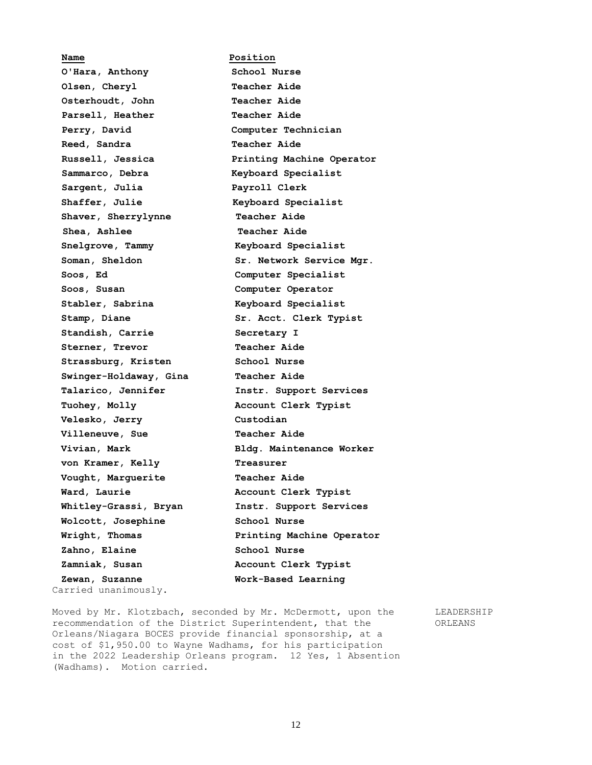| Name | Position |
| --- | --- |
| **O'Hara, Anthony** | **School Nurse** |
| **Olsen, Cheryl** | **Teacher Aide** |
| **Osterhoudt, John** | **Teacher Aide** |
| **Parsell, Heather** | **Teacher Aide** |
| **Perry, David** | **Computer Technician** |
| **Reed, Sandra** | **Teacher Aide** |
| **Russell, Jessica** | **Printing Machine Operator** |
| **Sammarco, Debra** | **Keyboard Specialist** |
| **Sargent, Julia** | **Payroll Clerk** |
| **Shaffer, Julie** | **Keyboard Specialist** |
| **Shaver, Sherrylynne** | **Teacher Aide** |
| **Shea, Ashlee** | **Teacher Aide** |
| **Snelgrove, Tammy** | **Keyboard Specialist** |
| **Soman, Sheldon** | **Sr. Network Service Mgr.** |
| **Soos, Ed** | **Computer Specialist** |
| **Soos, Susan** | **Computer Operator** |
| **Stabler, Sabrina** | **Keyboard Specialist** |
| **Stamp, Diane** | **Sr. Acct. Clerk Typist** |
| **Standish, Carrie** | **Secretary I** |
| **Sterner, Trevor** | **Teacher Aide** |
| **Strassburg, Kristen** | **School Nurse** |
| **Swinger-Holdaway, Gina** | **Teacher Aide** |
| **Talarico, Jennifer** | **Instr. Support Services** |
| **Tuohey, Molly** | **Account Clerk Typist** |
| **Velesko, Jerry** | **Custodian** |
| **Villeneuve, Sue** | **Teacher Aide** |
| **Vivian, Mark** | **Bldg. Maintenance Worker** |
| **von Kramer, Kelly** | **Treasurer** |
| **Vought, Marguerite** | **Teacher Aide** |
| **Ward, Laurie** | **Account Clerk Typist** |
| **Whitley-Grassi, Bryan** | **Instr. Support Services** |
| **Wolcott, Josephine** | **School Nurse** |
| **Wright, Thomas** | **Printing Machine Operator** |
| **Zahno, Elaine** | **School Nurse** |
| **Zamniak, Susan** | **Account Clerk Typist** |
| **Zewan, Suzanne** | **Work-Based Learning** |

Carried unanimously.

LEADERSHIP ORLEANS

Moved by Mr. Klotzbach, seconded by Mr. McDermott, upon the recommendation of the District Superintendent, that the Orleans/Niagara BOCES provide financial sponsorship, at a cost of $1,950.00 to Wayne Wadhams, for his participation in the 2022 Leadership Orleans program. 12 Yes, 1 Absention (Wadhams). Motion carried.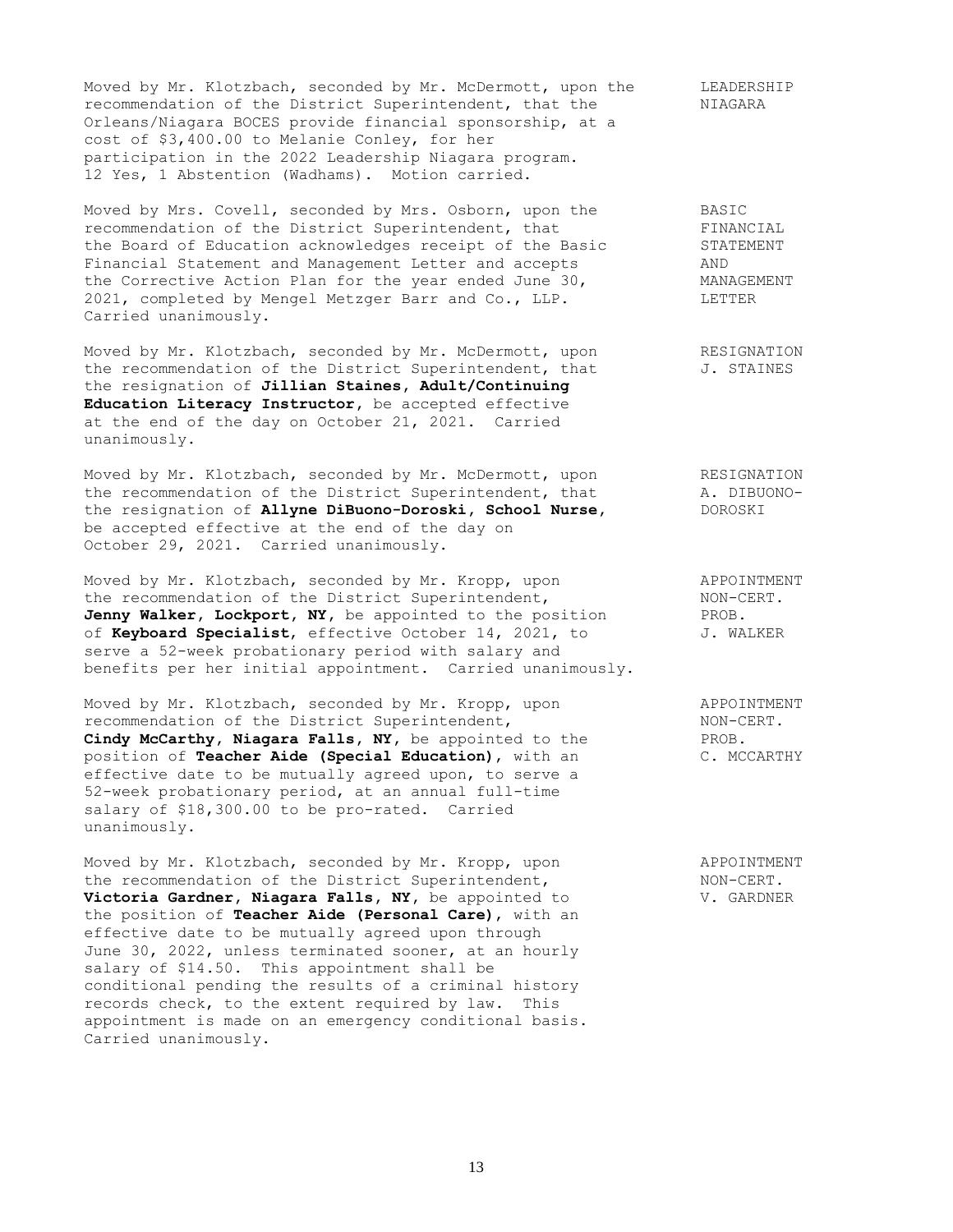Moved by Mr. Klotzbach, seconded by Mr. McDermott, upon the recommendation of the District Superintendent, that the Orleans/Niagara BOCES provide financial sponsorship, at a cost of $3,400.00 to Melanie Conley, for her participation in the 2022 Leadership Niagara program. 12 Yes, 1 Abstention (Wadhams). Motion carried.

LEADERSHIP NIAGARA

Moved by Mrs. Covell, seconded by Mrs. Osborn, upon the recommendation of the District Superintendent, that the Board of Education acknowledges receipt of the Basic Financial Statement and Management Letter and accepts the Corrective Action Plan for the year ended June 30, 2021, completed by Mengel Metzger Barr and Co., LLP. Carried unanimously.

BASIC FINANCIAL STATEMENT AND MANAGEMENT LETTER

Moved by Mr. Klotzbach, seconded by Mr. McDermott, upon the recommendation of the District Superintendent, that the resignation of **Jillian Staines, Adult/Continuing Education Literacy Instructor**, be accepted effective at the end of the day on October 21, 2021. Carried unanimously.

RESIGNATION J. STAINES

Moved by Mr. Klotzbach, seconded by Mr. McDermott, upon the recommendation of the District Superintendent, that the resignation of **Allyne DiBuono-Doroski, School Nurse**, be accepted effective at the end of the day on October 29, 2021. Carried unanimously.

RESIGNATION A. DIBUONO-DOROSKI

Moved by Mr. Klotzbach, seconded by Mr. Kropp, upon the recommendation of the District Superintendent, **Jenny Walker, Lockport, NY**, be appointed to the position of **Keyboard Specialist**, effective October 14, 2021, to serve a 52-week probationary period with salary and benefits per her initial appointment. Carried unanimously.

APPOINTMENT NON-CERT. PROB. J. WALKER

Moved by Mr. Klotzbach, seconded by Mr. Kropp, upon recommendation of the District Superintendent, **Cindy McCarthy, Niagara Falls, NY**, be appointed to the position of **Teacher Aide (Special Education)**, with an effective date to be mutually agreed upon, to serve a 52-week probationary period, at an annual full-time salary of $18,300.00 to be pro-rated. Carried unanimously.

APPOINTMENT NON-CERT. PROB. C. MCCARTHY

Moved by Mr. Klotzbach, seconded by Mr. Kropp, upon the recommendation of the District Superintendent, **Victoria Gardner, Niagara Falls, NY**, be appointed to the position of **Teacher Aide (Personal Care)**, with an effective date to be mutually agreed upon through June 30, 2022, unless terminated sooner, at an hourly salary of $14.50. This appointment shall be conditional pending the results of a criminal history records check, to the extent required by law. This appointment is made on an emergency conditional basis. Carried unanimously.

APPOINTMENT NON-CERT. V. GARDNER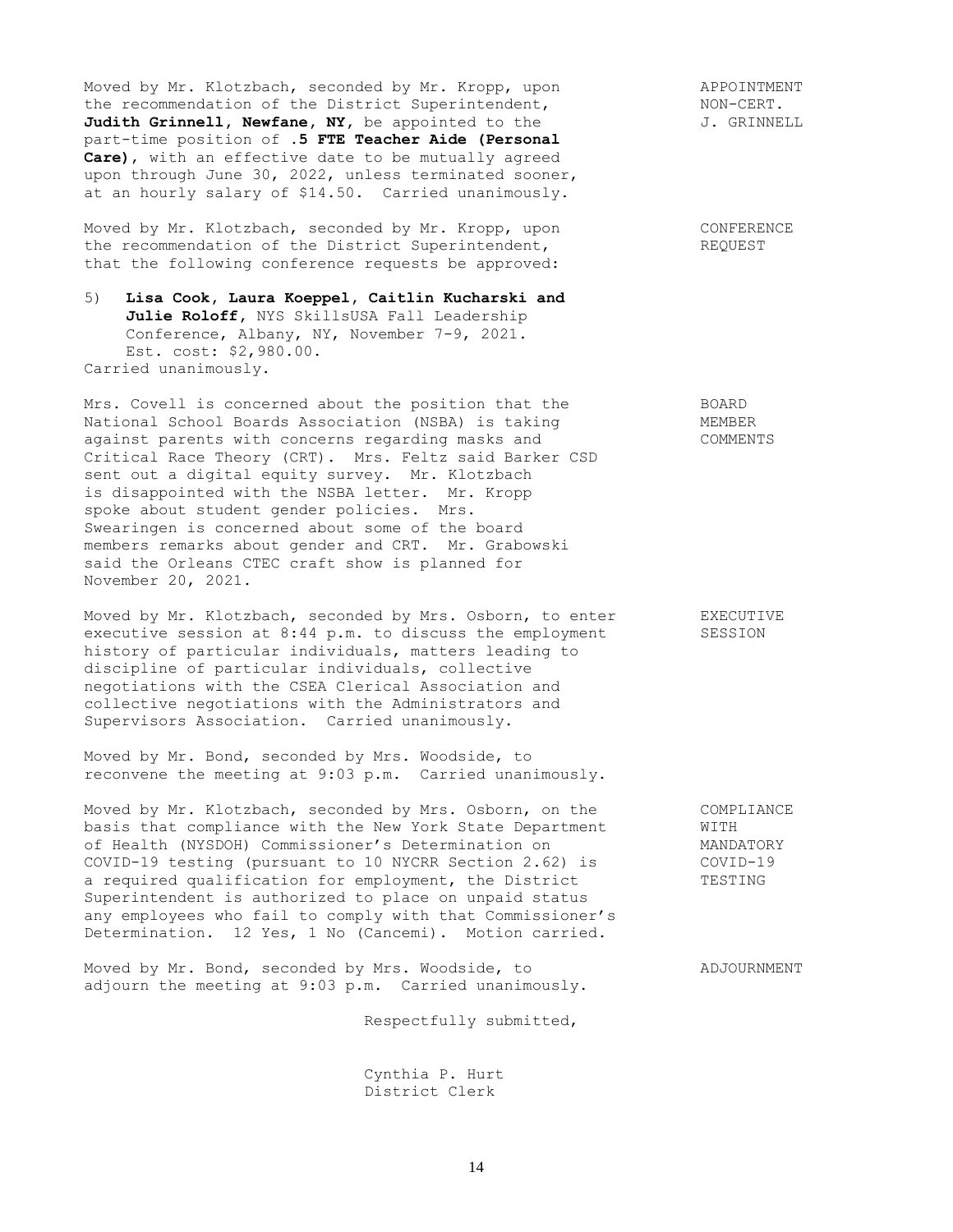Moved by Mr. Klotzbach, seconded by Mr. Kropp, upon the recommendation of the District Superintendent, **Judith Grinnell, Newfane, NY**, be appointed to the part-time position of **.5 FTE Teacher Aide (Personal Care)**, with an effective date to be mutually agreed upon through June 30, 2022, unless terminated sooner, at an hourly salary of $14.50. Carried unanimously.

APPOINTMENT NON-CERT. J. GRINNELL

Moved by Mr. Klotzbach, seconded by Mr. Kropp, upon the recommendation of the District Superintendent, that the following conference requests be approved:

CONFERENCE REQUEST

5) **Lisa Cook, Laura Koeppel, Caitlin Kucharski and Julie Roloff,** NYS SkillsUSA Fall Leadership Conference, Albany, NY, November 7-9, 2021. Est. cost: $2,980.00.

Carried unanimously.

Mrs. Covell is concerned about the position that the National School Boards Association (NSBA) is taking against parents with concerns regarding masks and Critical Race Theory (CRT). Mrs. Feltz said Barker CSD sent out a digital equity survey. Mr. Klotzbach is disappointed with the NSBA letter. Mr. Kropp spoke about student gender policies. Mrs. Swearingen is concerned about some of the board members remarks about gender and CRT. Mr. Grabowski said the Orleans CTEC craft show is planned for November 20, 2021.

BOARD MEMBER COMMENTS

Moved by Mr. Klotzbach, seconded by Mrs. Osborn, to enter executive session at 8:44 p.m. to discuss the employment history of particular individuals, matters leading to discipline of particular individuals, collective negotiations with the CSEA Clerical Association and collective negotiations with the Administrators and Supervisors Association. Carried unanimously.

EXECUTIVE SESSION

Moved by Mr. Bond, seconded by Mrs. Woodside, to reconvene the meeting at 9:03 p.m. Carried unanimously.

Moved by Mr. Klotzbach, seconded by Mrs. Osborn, on the basis that compliance with the New York State Department of Health (NYSDOH) Commissioner's Determination on COVID-19 testing (pursuant to 10 NYCRR Section 2.62) is a required qualification for employment, the District Superintendent is authorized to place on unpaid status any employees who fail to comply with that Commissioner's Determination. 12 Yes, 1 No (Cancemi). Motion carried.

COMPLIANCE WITH MANDATORY COVID-19 TESTING

Moved by Mr. Bond, seconded by Mrs. Woodside, to adjourn the meeting at 9:03 p.m. Carried unanimously.

ADJOURNMENT

Respectfully submitted,

Cynthia P. Hurt
District Clerk